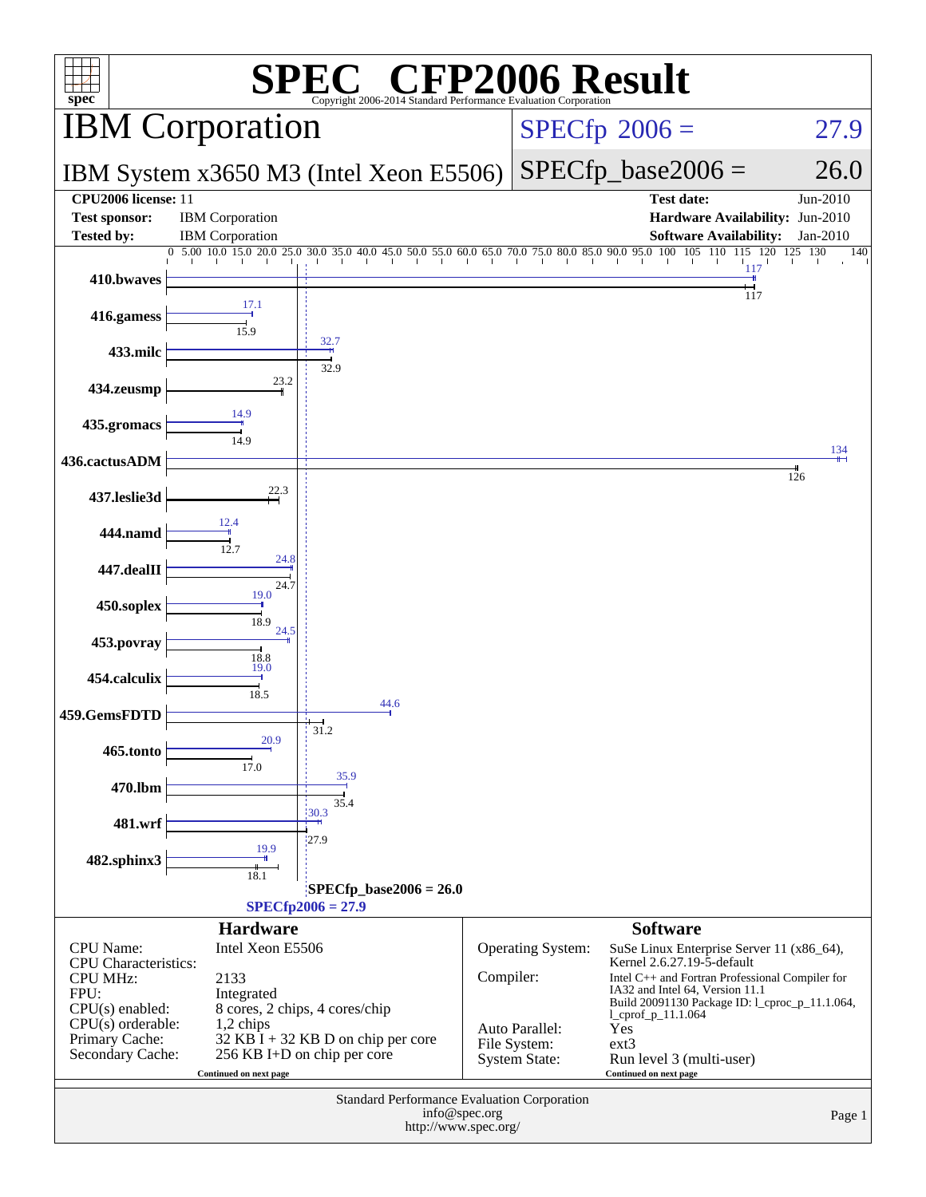# SPEC CFP2006 Result

Copyright 2006-2014 Standard Performance Evaluation Corporation

## IBM Corporation

**IBM System x3650 M3 (Intel Xeon E5506)**

SPECfp 2006 = 27.9

SPECfp_base2006 = 26.0

| | | | |
|---|---|---|---|
| **CPU2006 license:** 11 | | **Test date:** | Jun-2010 |
| **Test sponsor:** | IBM Corporation | **Hardware Availability:** | Jun-2010 |
| **Tested by:** | IBM Corporation | **Software Availability:** | Jan-2010 |

| Benchmark | Peak | Base |
|---|---|---|
| 410.bwaves | 117 | 117 |
| 416.gamess | 17.1 | 15.9 |
| 433.milc | 32.7 | 32.9 |
| 434.zeusmp | | 23.2 |
| 435.gromacs | 14.9 | 14.9 |
| 436.cactusADM | 134 | 126 |
| 437.leslie3d | | 22.3 |
| 444.namd | 12.4 | 12.7 |
| 447.dealII | 24.8 | 24.7 |
| 450.soplex | 19.0 | 18.9 |
| 453.povray | 24.5 | 18.8 |
| 454.calculix | 19.0 | 18.5 |
| 459.GemsFDTD | 44.6 | 31.2 |
| 465.tonto | 20.9 | 17.0 |
| 470.lbm | 35.9 | 35.4 |
| 481.wrf | 30.3 | 27.9 |
| 482.sphinx3 | 19.9 | 18.1 |

SPECfp_base2006 = 26.0

SPECfp2006 = 27.9

### Hardware

| | |
|---|---|
| CPU Name: | Intel Xeon E5506 |
| CPU Characteristics: | |
| CPU MHz: | 2133 |
| FPU: | Integrated |
| CPU(s) enabled: | 8 cores, 2 chips, 4 cores/chip |
| CPU(s) orderable: | 1,2 chips |
| Primary Cache: | 32 KB I + 32 KB D on chip per core |
| Secondary Cache: | 256 KB I+D on chip per core |

Continued on next page

### Software

| | |
|---|---|
| Operating System: | SuSe Linux Enterprise Server 11 (x86_64), Kernel 2.6.27.19-5-default |
| Compiler: | Intel C++ and Fortran Professional Compiler for IA32 and Intel 64, Version 11.1 Build 20091130 Package ID: l_cproc_p_11.1.064, l_cprof_p_11.1.064 |
| Auto Parallel: | Yes |
| File System: | ext3 |
| System State: | Run level 3 (multi-user) |

Continued on next page

Standard Performance Evaluation Corporation
info@spec.org
http://www.spec.org/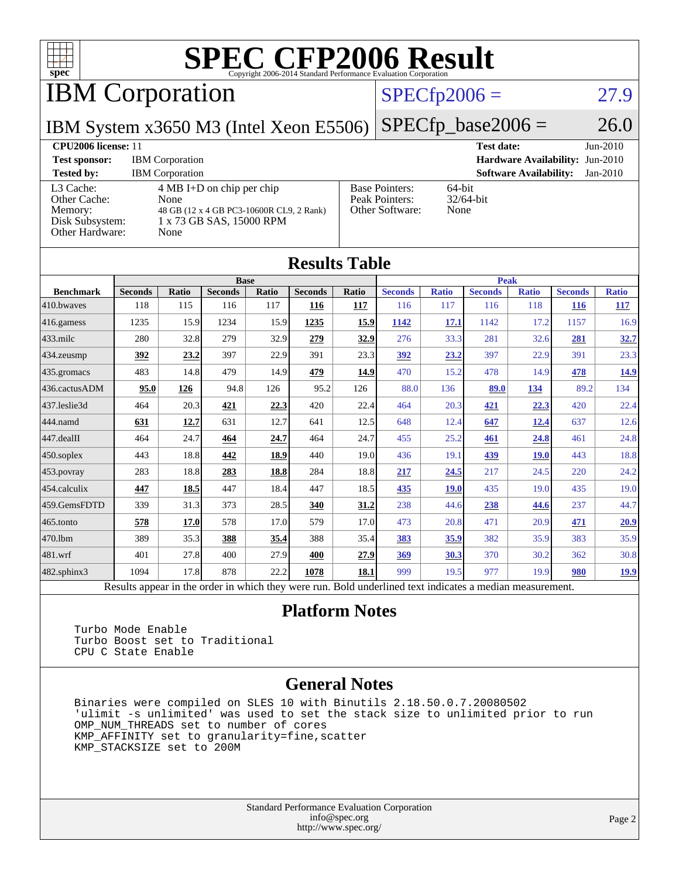# SPEC CFP2006 Result

Copyright 2006-2014 Standard Performance Evaluation Corporation

## IBM Corporation

**IBM System x3650 M3 (Intel Xeon E5506)**

SPECfp2006 = 27.9

SPECfp_base2006 = 26.0

| | | | |
|---|---|---|---|
| **CPU2006 license:** 11 | | **Test date:** | Jun-2010 |
| **Test sponsor:** | IBM Corporation | **Hardware Availability:** | Jun-2010 |
| **Tested by:** | IBM Corporation | **Software Availability:** | Jan-2010 |

| | |
|---|---|
| L3 Cache: | 4 MB I+D on chip per chip |
| Other Cache: | None |
| Memory: | 48 GB (12 x 4 GB PC3-10600R CL9, 2 Rank) |
| Disk Subsystem: | 1 x 73 GB SAS, 15000 RPM |
| Other Hardware: | None |

| | |
|---|---|
| Base Pointers: | 64-bit |
| Peak Pointers: | 32/64-bit |
| Other Software: | None |

## Results Table

| Benchmark | Base | | | | | | Peak | | | | | |
|---|---|---|---|---|---|---|---|---|---|---|---|---|
| | Seconds | Ratio | Seconds | Ratio | Seconds | Ratio | Seconds | Ratio | Seconds | Ratio | Seconds | Ratio |
| 410.bwaves | 118 | 115 | 116 | 117 | **116** | **117** | 116 | 117 | 116 | 118 | **116** | **117** |
| 416.gamess | 1235 | 15.9 | 1234 | 15.9 | **1235** | **15.9** | **1142** | **17.1** | 1142 | 17.2 | 1157 | 16.9 |
| 433.milc | 280 | 32.8 | 279 | 32.9 | **279** | **32.9** | 276 | 33.3 | 281 | 32.6 | **281** | **32.7** |
| 434.zeusmp | **392** | **23.2** | 397 | 22.9 | 391 | 23.3 | **392** | **23.2** | 397 | 22.9 | 391 | 23.3 |
| 435.gromacs | 483 | 14.8 | 479 | 14.9 | **479** | **14.9** | 470 | 15.2 | 478 | 14.9 | **478** | **14.9** |
| 436.cactusADM | **95.0** | **126** | 94.8 | 126 | 95.2 | 126 | 88.0 | 136 | **89.0** | **134** | 89.2 | 134 |
| 437.leslie3d | 464 | 20.3 | **421** | **22.3** | 420 | 22.4 | 464 | 20.3 | **421** | **22.3** | 420 | 22.4 |
| 444.namd | **631** | **12.7** | 631 | 12.7 | 641 | 12.5 | 648 | 12.4 | **647** | **12.4** | 637 | 12.6 |
| 447.dealII | 464 | 24.7 | **464** | **24.7** | 464 | 24.7 | 455 | 25.2 | **461** | **24.8** | 461 | 24.8 |
| 450.soplex | 443 | 18.8 | **442** | **18.9** | 440 | 19.0 | 436 | 19.1 | **439** | **19.0** | 443 | 18.8 |
| 453.povray | 283 | 18.8 | **283** | **18.8** | 284 | 18.8 | **217** | **24.5** | 217 | 24.5 | 220 | 24.2 |
| 454.calculix | **447** | **18.5** | 447 | 18.4 | 447 | 18.5 | **435** | **19.0** | 435 | 19.0 | 435 | 19.0 |
| 459.GemsFDTD | 339 | 31.3 | 373 | 28.5 | **340** | **31.2** | 238 | 44.6 | **238** | **44.6** | 237 | 44.7 |
| 465.tonto | **578** | **17.0** | 578 | 17.0 | 579 | 17.0 | 473 | 20.8 | 471 | 20.9 | **471** | **20.9** |
| 470.lbm | 389 | 35.3 | **388** | **35.4** | 388 | 35.4 | **383** | **35.9** | 382 | 35.9 | 383 | 35.9 |
| 481.wrf | 401 | 27.8 | 400 | 27.9 | **400** | **27.9** | **369** | **30.3** | 370 | 30.2 | 362 | 30.8 |
| 482.sphinx3 | 1094 | 17.8 | 878 | 22.2 | **1078** | **18.1** | 999 | 19.5 | 977 | 19.9 | **980** | **19.9** |

Results appear in the order in which they were run. Bold underlined text indicates a median measurement.

## Platform Notes

```
Turbo Mode Enable
Turbo Boost set to Traditional
CPU C State Enable
```

## General Notes

```
Binaries were compiled on SLES 10 with Binutils 2.18.50.0.7.20080502
'ulimit -s unlimited' was used to set the stack size to unlimited prior to run
OMP_NUM_THREADS set to number of cores
KMP_AFFINITY set to granularity=fine,scatter
KMP_STACKSIZE set to 200M
```

Standard Performance Evaluation Corporation
info@spec.org
http://www.spec.org/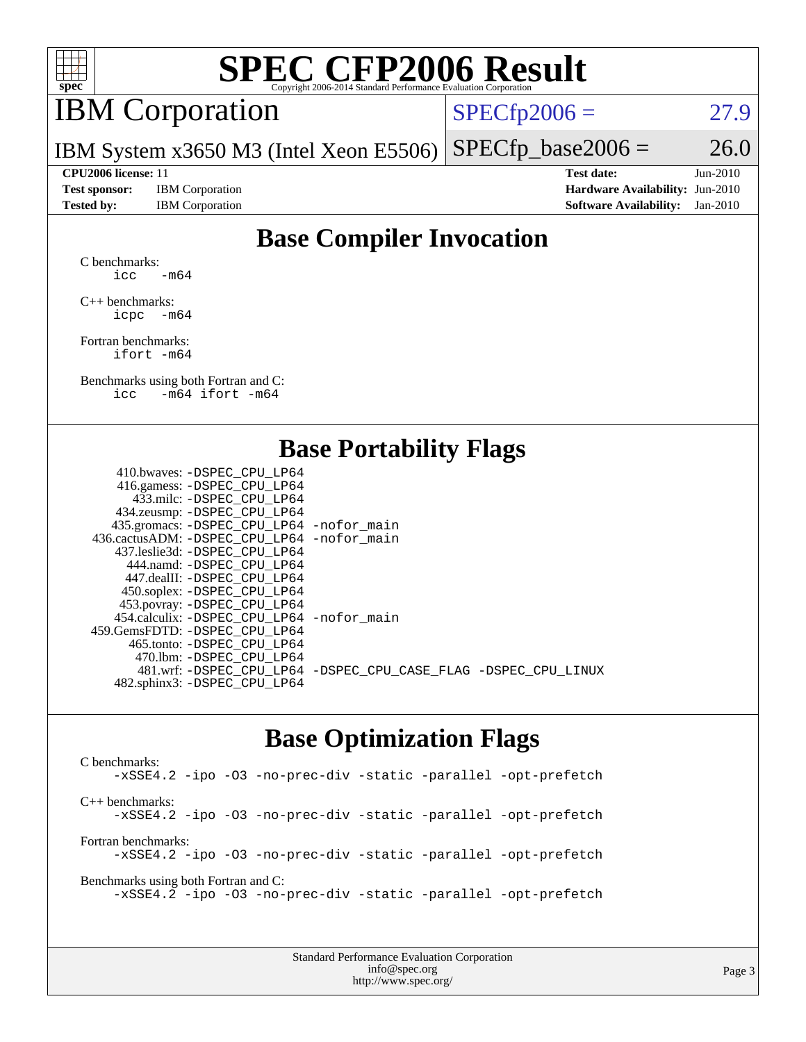# SPEC CFP2006 Result

Copyright 2006-2014 Standard Performance Evaluation Corporation

## IBM Corporation

IBM System x3650 M3 (Intel Xeon E5506)

SPECfp2006 = 27.9

SPECfp_base2006 = 26.0

| | | | |
|---|---|---|---|
| **CPU2006 license:** 11 | | **Test date:** | Jun-2010 |
| **Test sponsor:** | IBM Corporation | **Hardware Availability:** | Jun-2010 |
| **Tested by:** | IBM Corporation | **Software Availability:** | Jan-2010 |

## Base Compiler Invocation

C benchmarks:
```
icc   -m64
```

C++ benchmarks:
```
icpc  -m64
```

Fortran benchmarks:
```
ifort -m64
```

Benchmarks using both Fortran and C:
```
icc   -m64 ifort -m64
```

## Base Portability Flags

| Benchmark | Flags |
|---|---|
| 410.bwaves: | -DSPEC_CPU_LP64 |
| 416.gamess: | -DSPEC_CPU_LP64 |
| 433.milc: | -DSPEC_CPU_LP64 |
| 434.zeusmp: | -DSPEC_CPU_LP64 |
| 435.gromacs: | -DSPEC_CPU_LP64 -nofor_main |
| 436.cactusADM: | -DSPEC_CPU_LP64 -nofor_main |
| 437.leslie3d: | -DSPEC_CPU_LP64 |
| 444.namd: | -DSPEC_CPU_LP64 |
| 447.dealII: | -DSPEC_CPU_LP64 |
| 450.soplex: | -DSPEC_CPU_LP64 |
| 453.povray: | -DSPEC_CPU_LP64 |
| 454.calculix: | -DSPEC_CPU_LP64 -nofor_main |
| 459.GemsFDTD: | -DSPEC_CPU_LP64 |
| 465.tonto: | -DSPEC_CPU_LP64 |
| 470.lbm: | -DSPEC_CPU_LP64 |
| 481.wrf: | -DSPEC_CPU_LP64 -DSPEC_CPU_CASE_FLAG -DSPEC_CPU_LINUX |
| 482.sphinx3: | -DSPEC_CPU_LP64 |

## Base Optimization Flags

C benchmarks:
```
-xSSE4.2 -ipo -O3 -no-prec-div -static -parallel -opt-prefetch
```

C++ benchmarks:
```
-xSSE4.2 -ipo -O3 -no-prec-div -static -parallel -opt-prefetch
```

Fortran benchmarks:
```
-xSSE4.2 -ipo -O3 -no-prec-div -static -parallel -opt-prefetch
```

Benchmarks using both Fortran and C:
```
-xSSE4.2 -ipo -O3 -no-prec-div -static -parallel -opt-prefetch
```

Standard Performance Evaluation Corporation
info@spec.org
http://www.spec.org/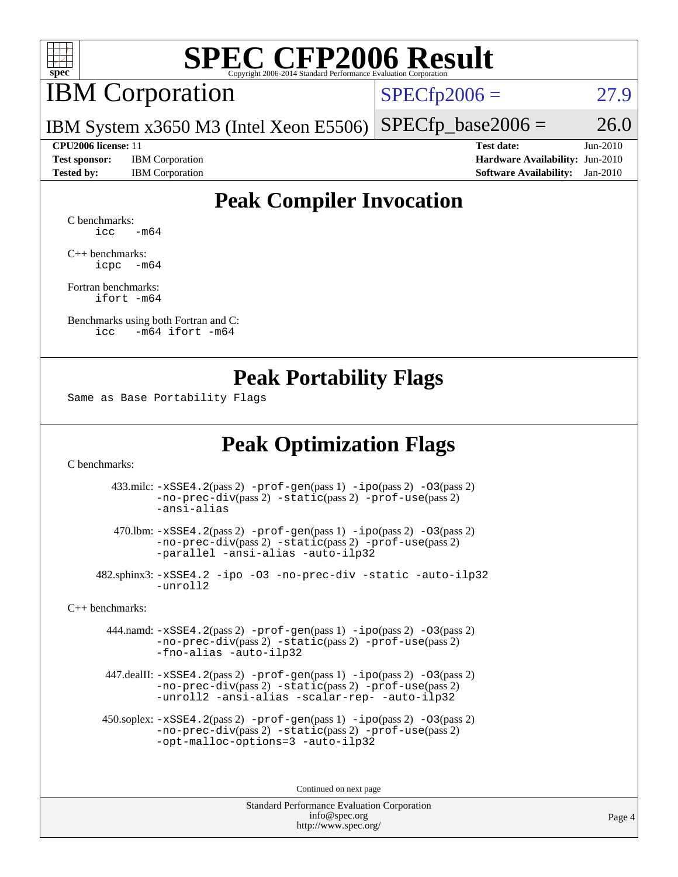# SPEC CFP2006 Result

Copyright 2006-2014 Standard Performance Evaluation Corporation

## IBM Corporation

IBM System x3650 M3 (Intel Xeon E5506)

SPECfp2006 = 27.9

SPECfp_base2006 = 26.0

**CPU2006 license:** 11
**Test sponsor:** IBM Corporation
**Tested by:** IBM Corporation

**Test date:** Jun-2010
**Hardware Availability:** Jun-2010
**Software Availability:** Jan-2010

## Peak Compiler Invocation

C benchmarks:
```
icc   -m64
```

C++ benchmarks:
```
icpc  -m64
```

Fortran benchmarks:
```
ifort -m64
```

Benchmarks using both Fortran and C:
```
icc   -m64 ifort -m64
```

## Peak Portability Flags

Same as Base Portability Flags

## Peak Optimization Flags

C benchmarks:

433.milc: -xSSE4.2(pass 2) -prof-gen(pass 1) -ipo(pass 2) -O3(pass 2) -no-prec-div(pass 2) -static(pass 2) -prof-use(pass 2) -ansi-alias

470.lbm: -xSSE4.2(pass 2) -prof-gen(pass 1) -ipo(pass 2) -O3(pass 2) -no-prec-div(pass 2) -static(pass 2) -prof-use(pass 2) -parallel -ansi-alias -auto-ilp32

482.sphinx3: -xSSE4.2 -ipo -O3 -no-prec-div -static -auto-ilp32 -unroll2

C++ benchmarks:

444.namd: -xSSE4.2(pass 2) -prof-gen(pass 1) -ipo(pass 2) -O3(pass 2) -no-prec-div(pass 2) -static(pass 2) -prof-use(pass 2) -fno-alias -auto-ilp32

447.dealII: -xSSE4.2(pass 2) -prof-gen(pass 1) -ipo(pass 2) -O3(pass 2) -no-prec-div(pass 2) -static(pass 2) -prof-use(pass 2) -unroll2 -ansi-alias -scalar-rep- -auto-ilp32

450.soplex: -xSSE4.2(pass 2) -prof-gen(pass 1) -ipo(pass 2) -O3(pass 2) -no-prec-div(pass 2) -static(pass 2) -prof-use(pass 2) -opt-malloc-options=3 -auto-ilp32

Continued on next page

Standard Performance Evaluation Corporation
info@spec.org
http://www.spec.org/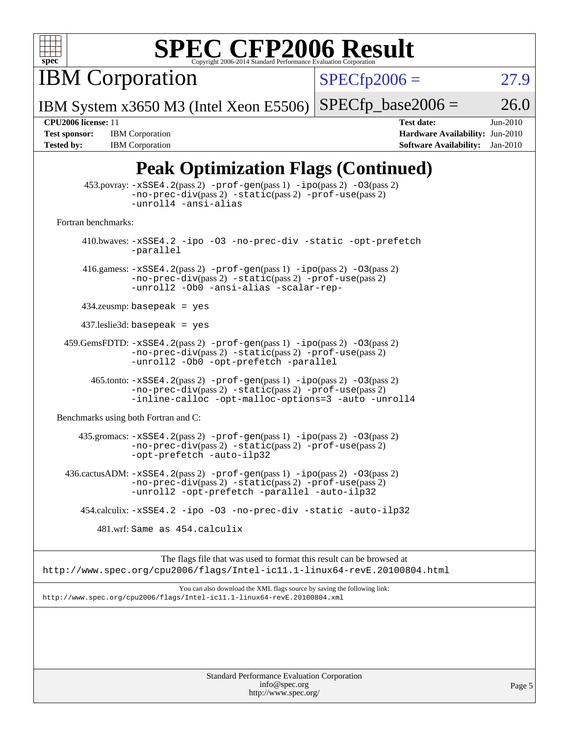# SPEC CFP2006 Result

Copyright 2006-2014 Standard Performance Evaluation Corporation

**IBM Corporation**

IBM System x3650 M3 (Intel Xeon E5506)

SPECfp2006 = 27.9

SPECfp_base2006 = 26.0

| | | | |
|---|---|---|---|
| **CPU2006 license:** 11 | | **Test date:** | Jun-2010 |
| **Test sponsor:** | IBM Corporation | **Hardware Availability:** | Jun-2010 |
| **Tested by:** | IBM Corporation | **Software Availability:** | Jan-2010 |

## Peak Optimization Flags (Continued)

453.povray: -xSSE4.2(pass 2) -prof-gen(pass 1) -ipo(pass 2) -O3(pass 2) -no-prec-div(pass 2) -static(pass 2) -prof-use(pass 2) -unroll4 -ansi-alias

Fortran benchmarks:

410.bwaves: -xSSE4.2 -ipo -O3 -no-prec-div -static -opt-prefetch -parallel

416.gamess: -xSSE4.2(pass 2) -prof-gen(pass 1) -ipo(pass 2) -O3(pass 2) -no-prec-div(pass 2) -static(pass 2) -prof-use(pass 2) -unroll2 -Ob0 -ansi-alias -scalar-rep-

434.zeusmp: basepeak = yes

437.leslie3d: basepeak = yes

459.GemsFDTD: -xSSE4.2(pass 2) -prof-gen(pass 1) -ipo(pass 2) -O3(pass 2) -no-prec-div(pass 2) -static(pass 2) -prof-use(pass 2) -unroll2 -Ob0 -opt-prefetch -parallel

465.tonto: -xSSE4.2(pass 2) -prof-gen(pass 1) -ipo(pass 2) -O3(pass 2) -no-prec-div(pass 2) -static(pass 2) -prof-use(pass 2) -inline-calloc -opt-malloc-options=3 -auto -unroll4

Benchmarks using both Fortran and C:

435.gromacs: -xSSE4.2(pass 2) -prof-gen(pass 1) -ipo(pass 2) -O3(pass 2) -no-prec-div(pass 2) -static(pass 2) -prof-use(pass 2) -opt-prefetch -auto-ilp32

436.cactusADM: -xSSE4.2(pass 2) -prof-gen(pass 1) -ipo(pass 2) -O3(pass 2) -no-prec-div(pass 2) -static(pass 2) -prof-use(pass 2) -unroll2 -opt-prefetch -parallel -auto-ilp32

454.calculix: -xSSE4.2 -ipo -O3 -no-prec-div -static -auto-ilp32

481.wrf: Same as 454.calculix

The flags file that was used to format this result can be browsed at
http://www.spec.org/cpu2006/flags/Intel-ic11.1-linux64-revE.20100804.html

You can also download the XML flags source by saving the following link:
http://www.spec.org/cpu2006/flags/Intel-ic11.1-linux64-revE.20100804.xml

Standard Performance Evaluation Corporation
info@spec.org
http://www.spec.org/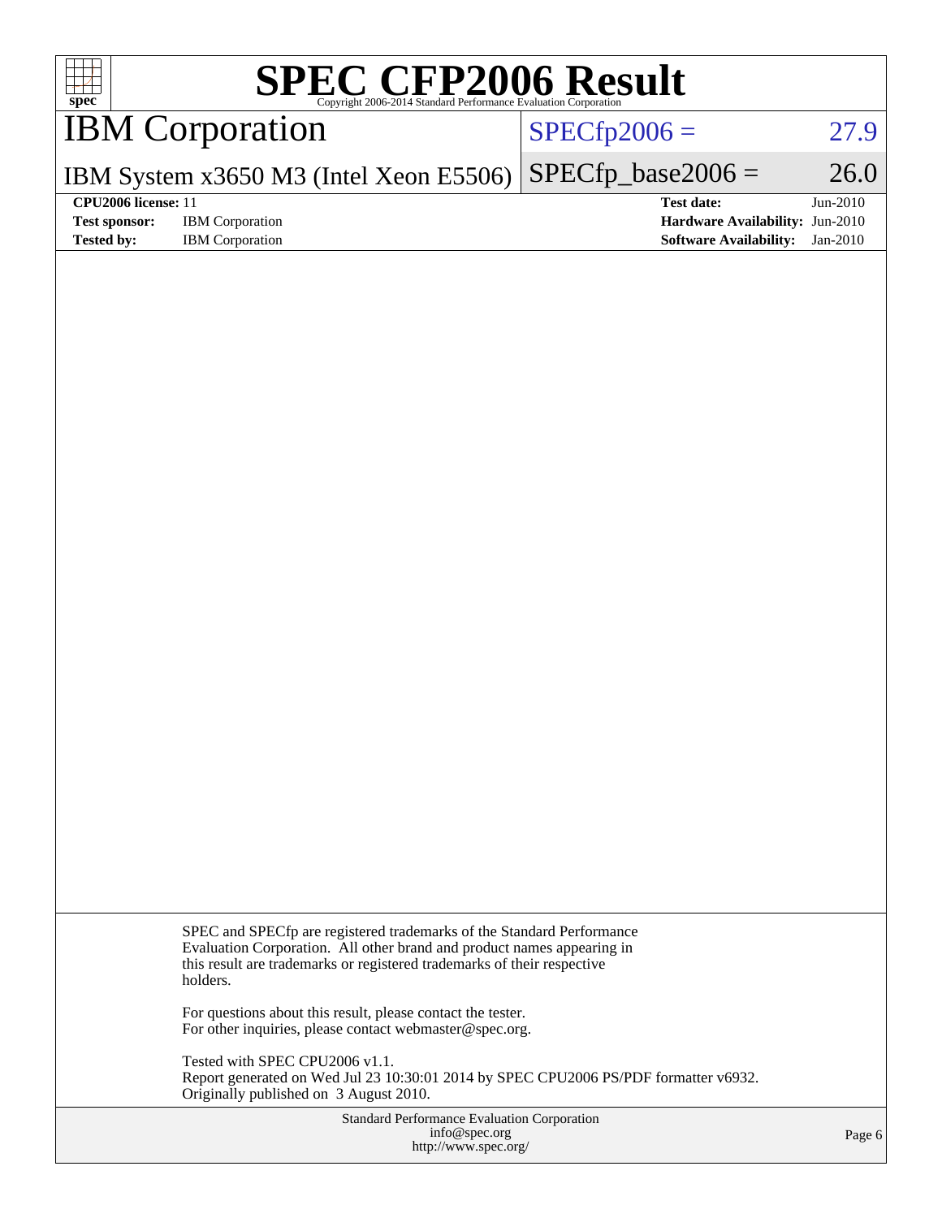SPEC and SPECfp are registered trademarks of the Standard Performance Evaluation Corporation. All other brand and product names appearing in this result are trademarks or registered trademarks of their respective holders.

For questions about this result, please contact the tester.
For other inquiries, please contact webmaster@spec.org.

Tested with SPEC CPU2006 v1.1.
Report generated on Wed Jul 23 10:30:01 2014 by SPEC CPU2006 PS/PDF formatter v6932.
Originally published on 3 August 2010.